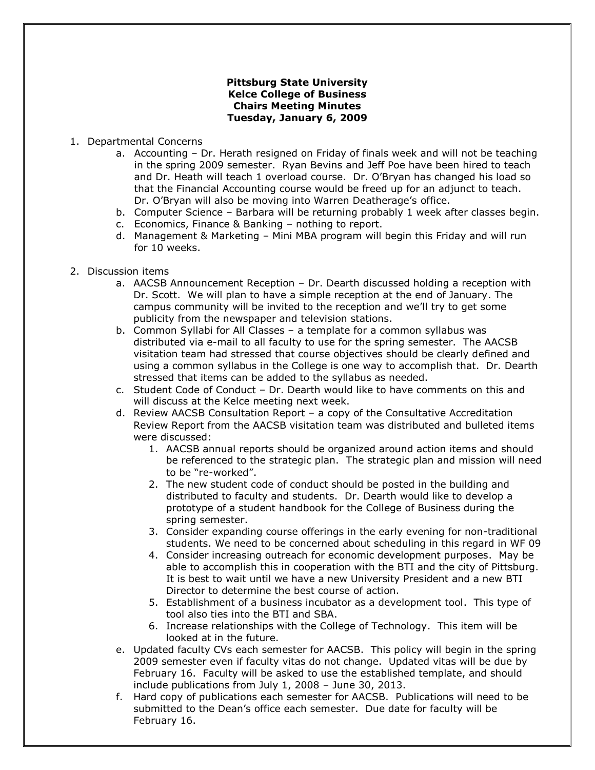**Pittsburg State University**
**Kelce College of Business**
**Chairs Meeting Minutes**
**Tuesday, January 6, 2009**

1. Departmental Concerns
    a. Accounting – Dr. Herath resigned on Friday of finals week and will not be teaching in the spring 2009 semester. Ryan Bevins and Jeff Poe have been hired to teach and Dr. Heath will teach 1 overload course. Dr. O'Bryan has changed his load so that the Financial Accounting course would be freed up for an adjunct to teach. Dr. O'Bryan will also be moving into Warren Deatherage's office.
    b. Computer Science – Barbara will be returning probably 1 week after classes begin.
    c. Economics, Finance & Banking – nothing to report.
    d. Management & Marketing – Mini MBA program will begin this Friday and will run for 10 weeks.

2. Discussion items
    a. AACSB Announcement Reception – Dr. Dearth discussed holding a reception with Dr. Scott. We will plan to have a simple reception at the end of January. The campus community will be invited to the reception and we'll try to get some publicity from the newspaper and television stations.
    b. Common Syllabi for All Classes – a template for a common syllabus was distributed via e-mail to all faculty to use for the spring semester. The AACSB visitation team had stressed that course objectives should be clearly defined and using a common syllabus in the College is one way to accomplish that. Dr. Dearth stressed that items can be added to the syllabus as needed.
    c. Student Code of Conduct – Dr. Dearth would like to have comments on this and will discuss at the Kelce meeting next week.
    d. Review AACSB Consultation Report – a copy of the Consultative Accreditation Review Report from the AACSB visitation team was distributed and bulleted items were discussed:
        1. AACSB annual reports should be organized around action items and should be referenced to the strategic plan. The strategic plan and mission will need to be "re-worked".
        2. The new student code of conduct should be posted in the building and distributed to faculty and students. Dr. Dearth would like to develop a prototype of a student handbook for the College of Business during the spring semester.
        3. Consider expanding course offerings in the early evening for non-traditional students. We need to be concerned about scheduling in this regard in WF 09
        4. Consider increasing outreach for economic development purposes. May be able to accomplish this in cooperation with the BTI and the city of Pittsburg. It is best to wait until we have a new University President and a new BTI Director to determine the best course of action.
        5. Establishment of a business incubator as a development tool. This type of tool also ties into the BTI and SBA.
        6. Increase relationships with the College of Technology. This item will be looked at in the future.
    e. Updated faculty CVs each semester for AACSB. This policy will begin in the spring 2009 semester even if faculty vitas do not change. Updated vitas will be due by February 16. Faculty will be asked to use the established template, and should include publications from July 1, 2008 – June 30, 2013.
    f. Hard copy of publications each semester for AACSB. Publications will need to be submitted to the Dean's office each semester. Due date for faculty will be February 16.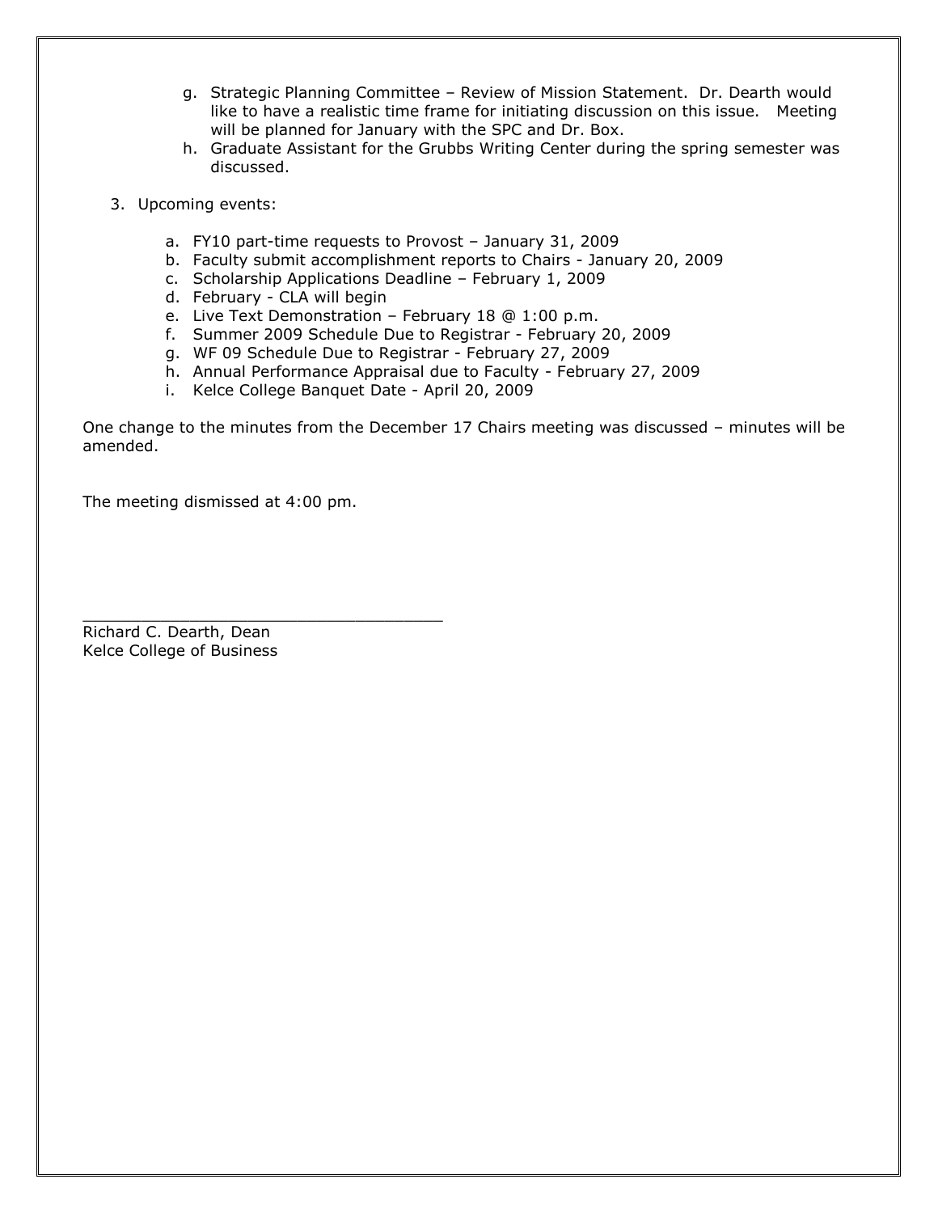g. Strategic Planning Committee – Review of Mission Statement. Dr. Dearth would like to have a realistic time frame for initiating discussion on this issue. Meeting will be planned for January with the SPC and Dr. Box.
h. Graduate Assistant for the Grubbs Writing Center during the spring semester was discussed.

3. Upcoming events:

   a. FY10 part-time requests to Provost – January 31, 2009
   b. Faculty submit accomplishment reports to Chairs - January 20, 2009
   c. Scholarship Applications Deadline – February 1, 2009
   d. February - CLA will begin
   e. Live Text Demonstration – February 18 @ 1:00 p.m.
   f. Summer 2009 Schedule Due to Registrar - February 20, 2009
   g. WF 09 Schedule Due to Registrar - February 27, 2009
   h. Annual Performance Appraisal due to Faculty - February 27, 2009
   i. Kelce College Banquet Date - April 20, 2009

One change to the minutes from the December 17 Chairs meeting was discussed – minutes will be amended.

The meeting dismissed at 4:00 pm.

\_\_\_\_\_\_\_\_\_\_\_\_\_\_\_\_\_\_\_\_\_\_\_\_\_\_\_\_\_\_\_\_\_\_\_\_\_\_

Richard C. Dearth, Dean
Kelce College of Business